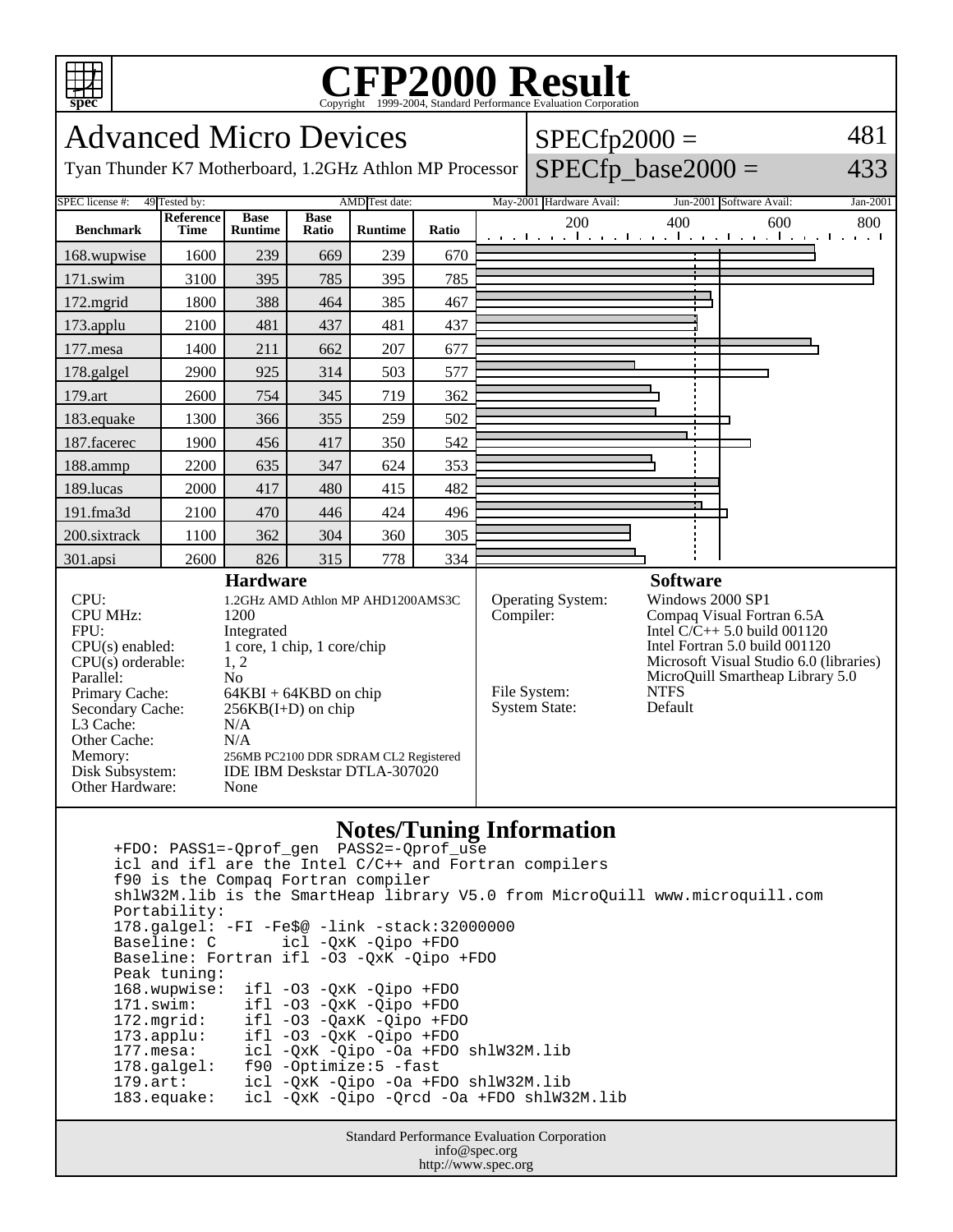# CFP2000 Result

Copyright 1999-2004, Standard Performance Evaluation Corporation

## Advanced Micro Devices

Tyan Thunder K7 Motherboard, 1.2GHz Athlon MP Processor

SPECfp2000 = 481

SPECfp_base2000 = 433

| SPEC license #: | 49 | Tested by: | AMD | Test date: | May-2001 | Hardware Avail: | Jun-2001 | Software Avail: | Jan-2001 |
|---|---|---|---|---|---|---|---|---|---|

| Benchmark | Reference Time | Base Runtime | Base Ratio | Runtime | Ratio |
|---|---|---|---|---|---|
| 168.wupwise | 1600 | 239 | 669 | 239 | 670 |
| 171.swim | 3100 | 395 | 785 | 395 | 785 |
| 172.mgrid | 1800 | 388 | 464 | 385 | 467 |
| 173.applu | 2100 | 481 | 437 | 481 | 437 |
| 177.mesa | 1400 | 211 | 662 | 207 | 677 |
| 178.galgel | 2900 | 925 | 314 | 503 | 577 |
| 179.art | 2600 | 754 | 345 | 719 | 362 |
| 183.equake | 1300 | 366 | 355 | 259 | 502 |
| 187.facerec | 1900 | 456 | 417 | 350 | 542 |
| 188.ammp | 2200 | 635 | 347 | 624 | 353 |
| 189.lucas | 2000 | 417 | 480 | 415 | 482 |
| 191.fma3d | 2100 | 470 | 446 | 424 | 496 |
| 200.sixtrack | 1100 | 362 | 304 | 360 | 305 |
| 301.apsi | 2600 | 826 | 315 | 778 | 334 |

### Hardware

| | |
|---|---|
| CPU: | 1.2GHz AMD Athlon MP AHD1200AMS3C |
| CPU MHz: | 1200 |
| FPU: | Integrated |
| CPU(s) enabled: | 1 core, 1 chip, 1 core/chip |
| CPU(s) orderable: | 1, 2 |
| Parallel: | No |
| Primary Cache: | 64KBI + 64KBD on chip |
| Secondary Cache: | 256KB(I+D) on chip |
| L3 Cache: | N/A |
| Other Cache: | N/A |
| Memory: | 256MB PC2100 DDR SDRAM CL2 Registered |
| Disk Subsystem: | IDE IBM Deskstar DTLA-307020 |
| Other Hardware: | None |

### Software

| | |
|---|---|
| Operating System: | Windows 2000 SP1 |
| Compiler: | Compaq Visual Fortran 6.5A<br>Intel C/C++ 5.0 build 001120<br>Intel Fortran 5.0 build 001120<br>Microsoft Visual Studio 6.0 (libraries)<br>MicroQuill Smartheap Library 5.0 |
| File System: | NTFS |
| System State: | Default |

### Notes/Tuning Information

```
+FDO: PASS1=-Qprof_gen  PASS2=-Qprof_use
icl and ifl are the Intel C/C++ and Fortran compilers
f90 is the Compaq Fortran compiler
shlW32M.lib is the SmartHeap library V5.0 from MicroQuill www.microquill.com
Portability:
178.galgel: -FI -Fe$@ -link -stack:32000000
Baseline: C       icl -QxK -Qipo +FDO
Baseline: Fortran ifl -O3 -QxK -Qipo +FDO
Peak tuning:
168.wupwise:  ifl -O3 -QxK -Qipo +FDO
171.swim:     ifl -O3 -QxK -Qipo +FDO
172.mgrid:    ifl -O3 -QaxK -Qipo +FDO
173.applu:    ifl -O3 -QxK -Qipo +FDO
177.mesa:     icl -QxK -Qipo -Oa +FDO shlW32M.lib
178.galgel:   f90 -Optimize:5 -fast
179.art:      icl -QxK -Qipo -Oa +FDO shlW32M.lib
183.equake:   icl -QxK -Qipo -Qrcd -Oa +FDO shlW32M.lib
```

Standard Performance Evaluation Corporation
info@spec.org
http://www.spec.org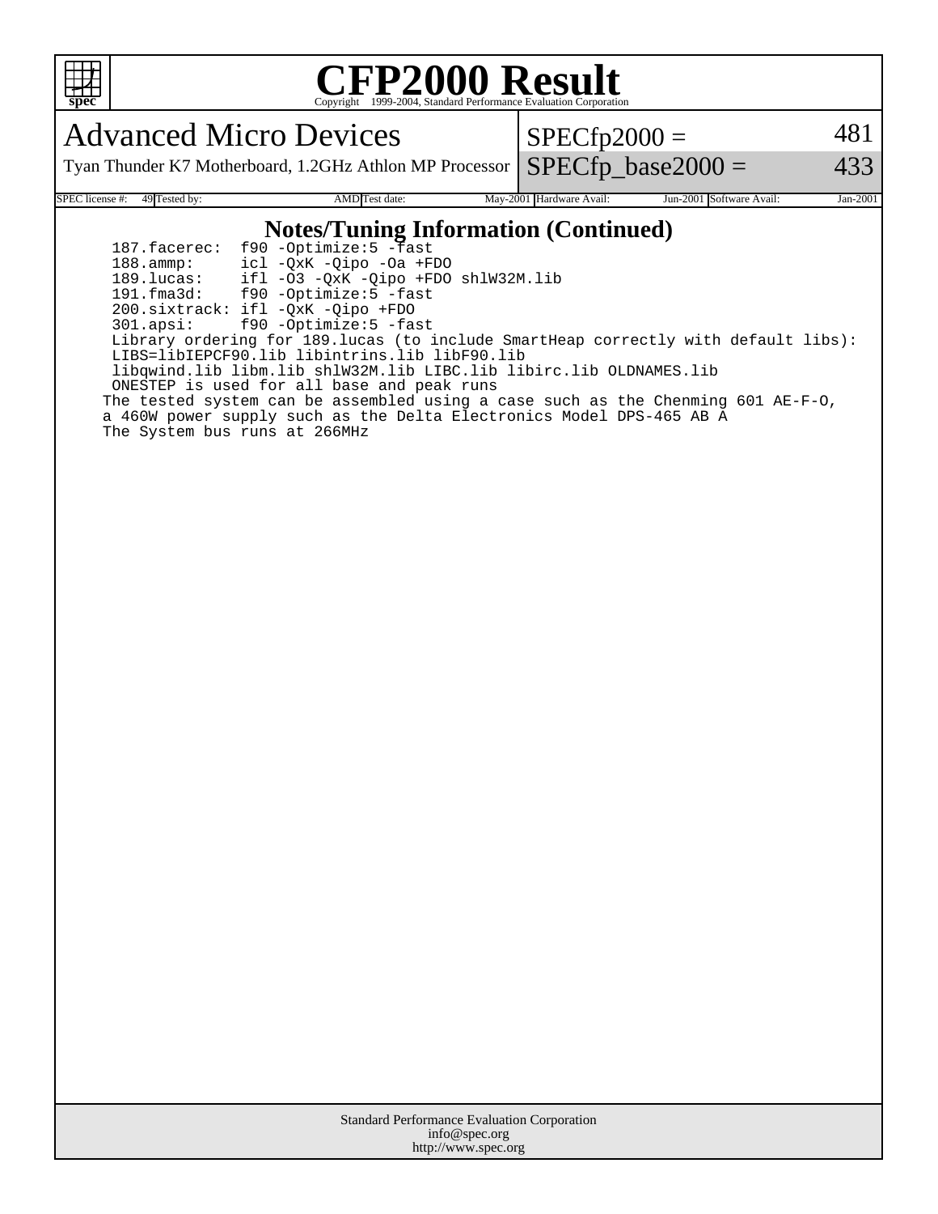# CFP2000 Result

Copyright 1999-2004, Standard Performance Evaluation Corporation

## Advanced Micro Devices

Tyan Thunder K7 Motherboard, 1.2GHz Athlon MP Processor

SPECfp2000 = 481

SPECfp_base2000 = 433

| SPEC license #: | 49 | Tested by: | AMD | Test date: | May-2001 | Hardware Avail: | Jun-2001 | Software Avail: | Jan-2001 |
|---|---|---|---|---|---|---|---|---|---|

### Notes/Tuning Information (Continued)

```
 187.facerec:  f90 -Optimize:5 -fast
 188.ammp:     icl -QxK -Qipo -Oa +FDO
 189.lucas:    ifl -O3 -QxK -Qipo +FDO shlW32M.lib
 191.fma3d:    f90 -Optimize:5 -fast
 200.sixtrack: ifl -QxK -Qipo +FDO
 301.apsi:     f90 -Optimize:5 -fast
 Library ordering for 189.lucas (to include SmartHeap correctly with default libs):
 LIBS=libIEPCF90.lib libintrins.lib libF90.lib
 libqwind.lib libm.lib shlW32M.lib LIBC.lib libirc.lib OLDNAMES.lib
 ONESTEP is used for all base and peak runs
The tested system can be assembled using a case such as the Chenming 601 AE-F-O,
a 460W power supply such as the Delta Electronics Model DPS-465 AB A
The System bus runs at 266MHz
```

Standard Performance Evaluation Corporation
info@spec.org
http://www.spec.org